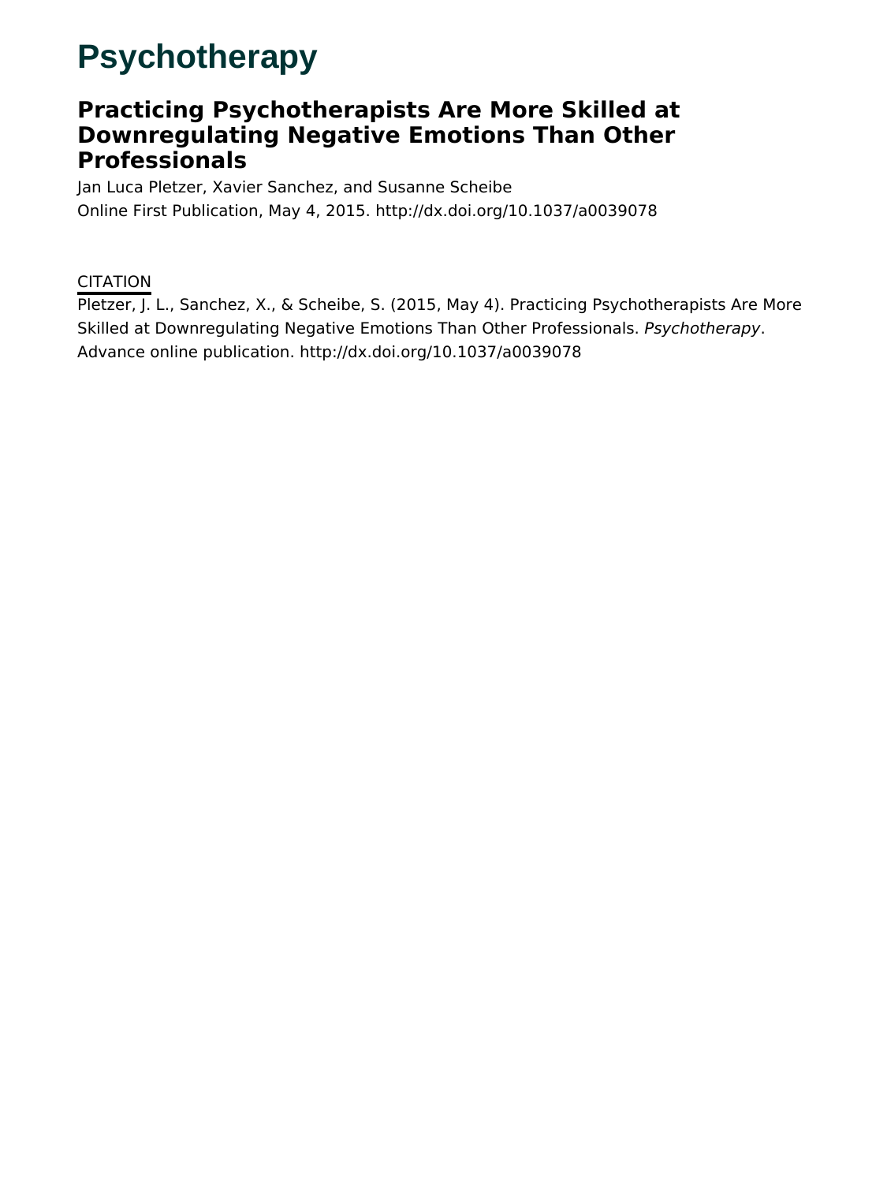# Psychotherapy

## Practicing Psychotherapists Are More Skilled at Downregulating Negative Emotions Than Other Professionals

Jan Luca Pletzer, Xavier Sanchez, and Susanne Scheibe

Online First Publication, May 4, 2015. http://dx.doi.org/10.1037/a0039078

CITATION

Pletzer, J. L., Sanchez, X., & Scheibe, S. (2015, May 4). Practicing Psychotherapists Are More Skilled at Downregulating Negative Emotions Than Other Professionals. *Psychotherapy*. Advance online publication. http://dx.doi.org/10.1037/a0039078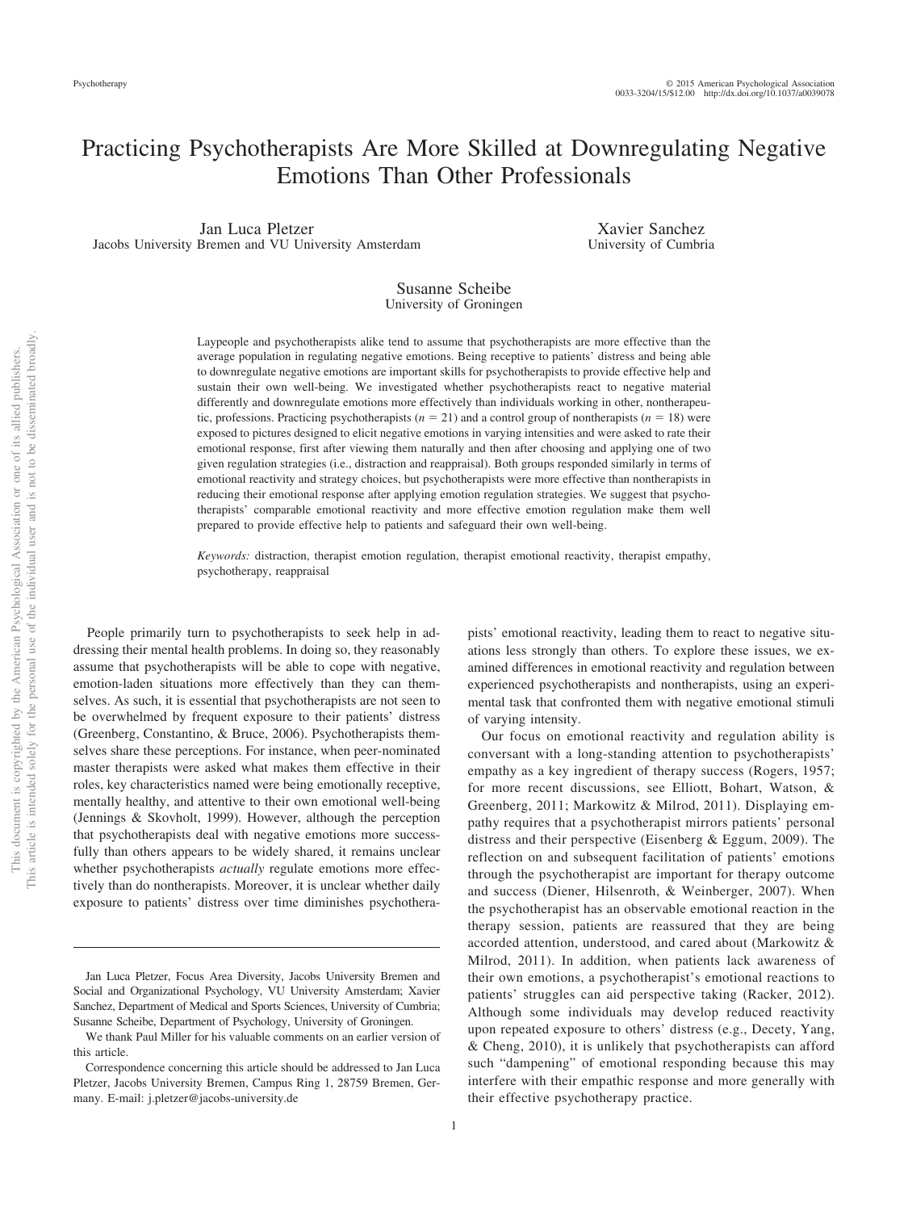# Practicing Psychotherapists Are More Skilled at Downregulating Negative Emotions Than Other Professionals

Jan Luca Pletzer
Jacobs University Bremen and VU University Amsterdam

Xavier Sanchez
University of Cumbria

Susanne Scheibe
University of Groningen

Laypeople and psychotherapists alike tend to assume that psychotherapists are more effective than the average population in regulating negative emotions. Being receptive to patients' distress and being able to downregulate negative emotions are important skills for psychotherapists to provide effective help and sustain their own well-being. We investigated whether psychotherapists react to negative material differently and downregulate emotions more effectively than individuals working in other, nontherapeutic, professions. Practicing psychotherapists ($n = 21$) and a control group of nontherapists ($n = 18$) were exposed to pictures designed to elicit negative emotions in varying intensities and were asked to rate their emotional response, first after viewing them naturally and then after choosing and applying one of two given regulation strategies (i.e., distraction and reappraisal). Both groups responded similarly in terms of emotional reactivity and strategy choices, but psychotherapists were more effective than nontherapists in reducing their emotional response after applying emotion regulation strategies. We suggest that psychotherapists' comparable emotional reactivity and more effective emotion regulation make them well prepared to provide effective help to patients and safeguard their own well-being.

*Keywords:* distraction, therapist emotion regulation, therapist emotional reactivity, therapist empathy, psychotherapy, reappraisal

People primarily turn to psychotherapists to seek help in addressing their mental health problems. In doing so, they reasonably assume that psychotherapists will be able to cope with negative, emotion-laden situations more effectively than they can themselves. As such, it is essential that psychotherapists are not seen to be overwhelmed by frequent exposure to their patients' distress (Greenberg, Constantino, & Bruce, 2006). Psychotherapists themselves share these perceptions. For instance, when peer-nominated master therapists were asked what makes them effective in their roles, key characteristics named were being emotionally receptive, mentally healthy, and attentive to their own emotional well-being (Jennings & Skovholt, 1999). However, although the perception that psychotherapists deal with negative emotions more successfully than others appears to be widely shared, it remains unclear whether psychotherapists *actually* regulate emotions more effectively than do nontherapists. Moreover, it is unclear whether daily exposure to patients' distress over time diminishes psychotherapists' emotional reactivity, leading them to react to negative situations less strongly than others. To explore these issues, we examined differences in emotional reactivity and regulation between experienced psychotherapists and nontherapists, using an experimental task that confronted them with negative emotional stimuli of varying intensity.

Our focus on emotional reactivity and regulation ability is conversant with a long-standing attention to psychotherapists' empathy as a key ingredient of therapy success (Rogers, 1957; for more recent discussions, see Elliott, Bohart, Watson, & Greenberg, 2011; Markowitz & Milrod, 2011). Displaying empathy requires that a psychotherapist mirrors patients' personal distress and their perspective (Eisenberg & Eggum, 2009). The reflection on and subsequent facilitation of patients' emotions through the psychotherapist are important for therapy outcome and success (Diener, Hilsenroth, & Weinberger, 2007). When the psychotherapist has an observable emotional reaction in the therapy session, patients are reassured that they are being accorded attention, understood, and cared about (Markowitz & Milrod, 2011). In addition, when patients lack awareness of their own emotions, a psychotherapist's emotional reactions to patients' struggles can aid perspective taking (Racker, 2012). Although some individuals may develop reduced reactivity upon repeated exposure to others' distress (e.g., Decety, Yang, & Cheng, 2010), it is unlikely that psychotherapists can afford such "dampening" of emotional responding because this may interfere with their empathic response and more generally with their effective psychotherapy practice.

---

Jan Luca Pletzer, Focus Area Diversity, Jacobs University Bremen and Social and Organizational Psychology, VU University Amsterdam; Xavier Sanchez, Department of Medical and Sports Sciences, University of Cumbria; Susanne Scheibe, Department of Psychology, University of Groningen.

We thank Paul Miller for his valuable comments on an earlier version of this article.

Correspondence concerning this article should be addressed to Jan Luca Pletzer, Jacobs University Bremen, Campus Ring 1, 28759 Bremen, Germany. E-mail: j.pletzer@jacobs-university.de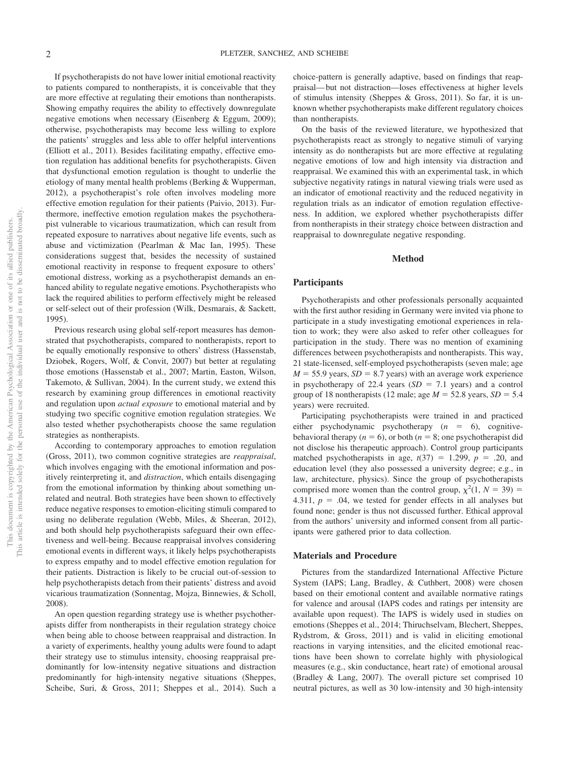If psychotherapists do not have lower initial emotional reactivity to patients compared to nontherapists, it is conceivable that they are more effective at regulating their emotions than nontherapists. Showing empathy requires the ability to effectively downregulate negative emotions when necessary (Eisenberg & Eggum, 2009); otherwise, psychotherapists may become less willing to explore the patients' struggles and less able to offer helpful interventions (Elliott et al., 2011). Besides facilitating empathy, effective emotion regulation has additional benefits for psychotherapists. Given that dysfunctional emotion regulation is thought to underlie the etiology of many mental health problems (Berking & Wupperman, 2012), a psychotherapist's role often involves modeling more effective emotion regulation for their patients (Paivio, 2013). Furthermore, ineffective emotion regulation makes the psychotherapist vulnerable to vicarious traumatization, which can result from repeated exposure to narratives about negative life events, such as abuse and victimization (Pearlman & Mac Ian, 1995). These considerations suggest that, besides the necessity of sustained emotional reactivity in response to frequent exposure to others' emotional distress, working as a psychotherapist demands an enhanced ability to regulate negative emotions. Psychotherapists who lack the required abilities to perform effectively might be released or self-select out of their profession (Wilk, Desmarais, & Sackett, 1995).

Previous research using global self-report measures has demonstrated that psychotherapists, compared to nontherapists, report to be equally emotionally responsive to others' distress (Hassenstab, Dziobek, Rogers, Wolf, & Convit, 2007) but better at regulating those emotions (Hassenstab et al., 2007; Martin, Easton, Wilson, Takemoto, & Sullivan, 2004). In the current study, we extend this research by examining group differences in emotional reactivity and regulation upon *actual exposure* to emotional material and by studying two specific cognitive emotion regulation strategies. We also tested whether psychotherapists choose the same regulation strategies as nontherapists.

According to contemporary approaches to emotion regulation (Gross, 2011), two common cognitive strategies are *reappraisal*, which involves engaging with the emotional information and positively reinterpreting it, and *distraction*, which entails disengaging from the emotional information by thinking about something unrelated and neutral. Both strategies have been shown to effectively reduce negative responses to emotion-eliciting stimuli compared to using no deliberate regulation (Webb, Miles, & Sheeran, 2012), and both should help psychotherapists safeguard their own effectiveness and well-being. Because reappraisal involves considering emotional events in different ways, it likely helps psychotherapists to express empathy and to model effective emotion regulation for their patients. Distraction is likely to be crucial out-of-session to help psychotherapists detach from their patients' distress and avoid vicarious traumatization (Sonnentag, Mojza, Binnewies, & Scholl, 2008).

An open question regarding strategy use is whether psychotherapists differ from nontherapists in their regulation strategy choice when being able to choose between reappraisal and distraction. In a variety of experiments, healthy young adults were found to adapt their strategy use to stimulus intensity, choosing reappraisal predominantly for low-intensity negative situations and distraction predominantly for high-intensity negative situations (Sheppes, Scheibe, Suri, & Gross, 2011; Sheppes et al., 2014). Such a choice-pattern is generally adaptive, based on findings that reappraisal—but not distraction—loses effectiveness at higher levels of stimulus intensity (Sheppes & Gross, 2011). So far, it is unknown whether psychotherapists make different regulatory choices than nontherapists.

On the basis of the reviewed literature, we hypothesized that psychotherapists react as strongly to negative stimuli of varying intensity as do nontherapists but are more effective at regulating negative emotions of low and high intensity via distraction and reappraisal. We examined this with an experimental task, in which subjective negativity ratings in natural viewing trials were used as an indicator of emotional reactivity and the reduced negativity in regulation trials as an indicator of emotion regulation effectiveness. In addition, we explored whether psychotherapists differ from nontherapists in their strategy choice between distraction and reappraisal to downregulate negative responding.

## Method

### Participants

Psychotherapists and other professionals personally acquainted with the first author residing in Germany were invited via phone to participate in a study investigating emotional experiences in relation to work; they were also asked to refer other colleagues for participation in the study. There was no mention of examining differences between psychotherapists and nontherapists. This way, 21 state-licensed, self-employed psychotherapists (seven male; age $M = 55.9$ years, $SD = 8.7$ years) with an average work experience in psychotherapy of 22.4 years ($SD = 7.1$ years) and a control group of 18 nontherapists (12 male; age $M = 52.8$ years, $SD = 5.4$ years) were recruited.

Participating psychotherapists were trained in and practiced either psychodynamic psychotherapy ($n = 6$), cognitive-behavioral therapy ($n = 6$), or both ($n = 8$; one psychotherapist did not disclose his therapeutic approach). Control group participants matched psychotherapists in age, $t(37) = 1.299$, $p = .20$, and education level (they also possessed a university degree; e.g., in law, architecture, physics). Since the group of psychotherapists comprised more women than the control group, $\chi^2(1, N = 39) = 4.311$, $p = .04$, we tested for gender effects in all analyses but found none; gender is thus not discussed further. Ethical approval from the authors' university and informed consent from all participants were gathered prior to data collection.

### Materials and Procedure

Pictures from the standardized International Affective Picture System (IAPS; Lang, Bradley, & Cuthbert, 2008) were chosen based on their emotional content and available normative ratings for valence and arousal (IAPS codes and ratings per intensity are available upon request). The IAPS is widely used in studies on emotions (Sheppes et al., 2014; Thiruchselvam, Blechert, Sheppes, Rydstrom, & Gross, 2011) and is valid in eliciting emotional reactions in varying intensities, and the elicited emotional reactions have been shown to correlate highly with physiological measures (e.g., skin conductance, heart rate) of emotional arousal (Bradley & Lang, 2007). The overall picture set comprised 10 neutral pictures, as well as 30 low-intensity and 30 high-intensity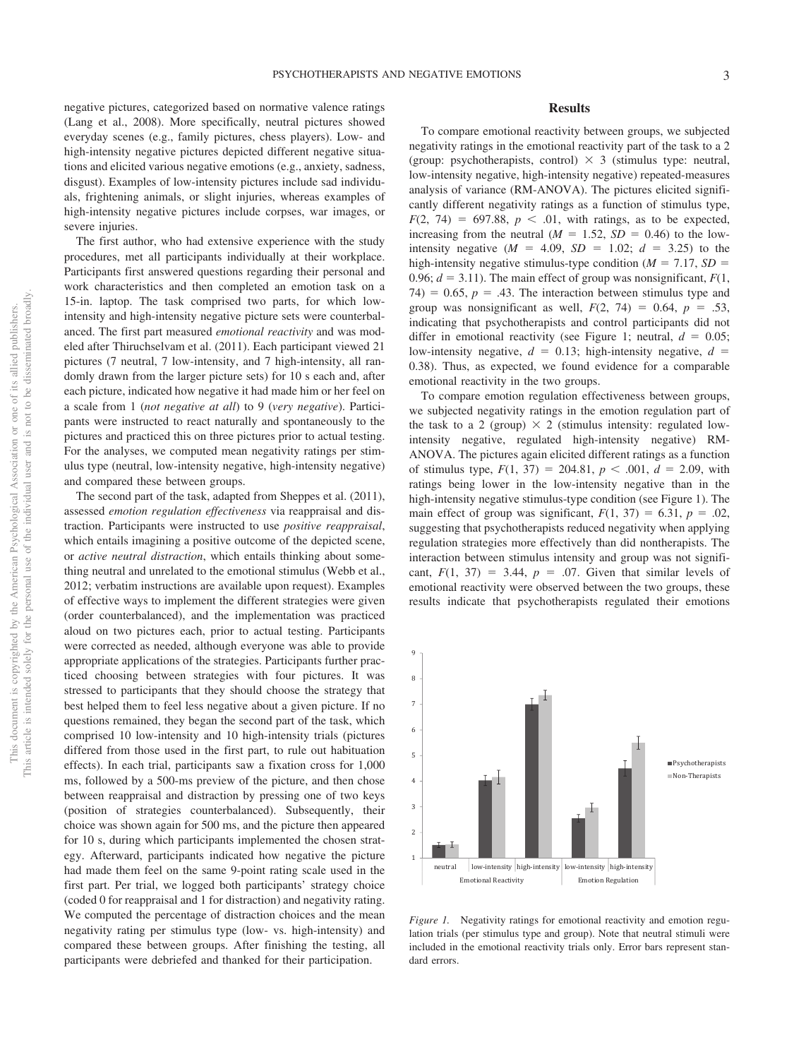negative pictures, categorized based on normative valence ratings (Lang et al., 2008). More specifically, neutral pictures showed everyday scenes (e.g., family pictures, chess players). Low- and high-intensity negative pictures depicted different negative situations and elicited various negative emotions (e.g., anxiety, sadness, disgust). Examples of low-intensity pictures include sad individuals, frightening animals, or slight injuries, whereas examples of high-intensity negative pictures include corpses, war images, or severe injuries.

The first author, who had extensive experience with the study procedures, met all participants individually at their workplace. Participants first answered questions regarding their personal and work characteristics and then completed an emotion task on a 15-in. laptop. The task comprised two parts, for which low-intensity and high-intensity negative picture sets were counterbalanced. The first part measured *emotional reactivity* and was modeled after Thiruchselvam et al. (2011). Each participant viewed 21 pictures (7 neutral, 7 low-intensity, and 7 high-intensity, all randomly drawn from the larger picture sets) for 10 s each and, after each picture, indicated how negative it had made him or her feel on a scale from 1 (*not negative at all*) to 9 (*very negative*). Participants were instructed to react naturally and spontaneously to the pictures and practiced this on three pictures prior to actual testing. For the analyses, we computed mean negativity ratings per stimulus type (neutral, low-intensity negative, high-intensity negative) and compared these between groups.

The second part of the task, adapted from Sheppes et al. (2011), assessed *emotion regulation effectiveness* via reappraisal and distraction. Participants were instructed to use *positive reappraisal*, which entails imagining a positive outcome of the depicted scene, or *active neutral distraction*, which entails thinking about something neutral and unrelated to the emotional stimulus (Webb et al., 2012; verbatim instructions are available upon request). Examples of effective ways to implement the different strategies were given (order counterbalanced), and the implementation was practiced aloud on two pictures each, prior to actual testing. Participants were corrected as needed, although everyone was able to provide appropriate applications of the strategies. Participants further practiced choosing between strategies with four pictures. It was stressed to participants that they should choose the strategy that best helped them to feel less negative about a given picture. If no questions remained, they began the second part of the task, which comprised 10 low-intensity and 10 high-intensity trials (pictures differed from those used in the first part, to rule out habituation effects). In each trial, participants saw a fixation cross for 1,000 ms, followed by a 500-ms preview of the picture, and then chose between reappraisal and distraction by pressing one of two keys (position of strategies counterbalanced). Subsequently, their choice was shown again for 500 ms, and the picture then appeared for 10 s, during which participants implemented the chosen strategy. Afterward, participants indicated how negative the picture had made them feel on the same 9-point rating scale used in the first part. Per trial, we logged both participants' strategy choice (coded 0 for reappraisal and 1 for distraction) and negativity rating. We computed the percentage of distraction choices and the mean negativity rating per stimulus type (low- vs. high-intensity) and compared these between groups. After finishing the testing, all participants were debriefed and thanked for their participation.

## Results

To compare emotional reactivity between groups, we subjected negativity ratings in the emotional reactivity part of the task to a 2 (group: psychotherapists, control) × 3 (stimulus type: neutral, low-intensity negative, high-intensity negative) repeated-measures analysis of variance (RM-ANOVA). The pictures elicited significantly different negativity ratings as a function of stimulus type, $F(2, 74) = 697.88$, $p < .01$, with ratings, as to be expected, increasing from the neutral ($M = 1.52$, $SD = 0.46$) to the low-intensity negative ($M = 4.09$, $SD = 1.02$; $d = 3.25$) to the high-intensity negative stimulus-type condition ($M = 7.17$, $SD = 0.96$; $d = 3.11$). The main effect of group was nonsignificant, $F(1, 74) = 0.65$, $p = .43$. The interaction between stimulus type and group was nonsignificant as well, $F(2, 74) = 0.64$, $p = .53$, indicating that psychotherapists and control participants did not differ in emotional reactivity (see Figure 1; neutral, $d = 0.05$; low-intensity negative, $d = 0.13$; high-intensity negative, $d = 0.38$). Thus, as expected, we found evidence for a comparable emotional reactivity in the two groups.

To compare emotion regulation effectiveness between groups, we subjected negativity ratings in the emotion regulation part of the task to a 2 (group) × 2 (stimulus intensity: regulated low-intensity negative, regulated high-intensity negative) RM-ANOVA. The pictures again elicited different ratings as a function of stimulus type, $F(1, 37) = 204.81$, $p < .001$, $d = 2.09$, with ratings being lower in the low-intensity negative than in the high-intensity negative stimulus-type condition (see Figure 1). The main effect of group was significant, $F(1, 37) = 6.31$, $p = .02$, suggesting that psychotherapists reduced negativity when applying regulation strategies more effectively than did nontherapists. The interaction between stimulus intensity and group was not significant, $F(1, 37) = 3.44$, $p = .07$. Given that similar levels of emotional reactivity were observed between the two groups, these results indicate that psychotherapists regulated their emotions

*Figure 1.* Negativity ratings for emotional reactivity and emotion regulation trials (per stimulus type and group). Note that neutral stimuli were included in the emotional reactivity trials only. Error bars represent standard errors.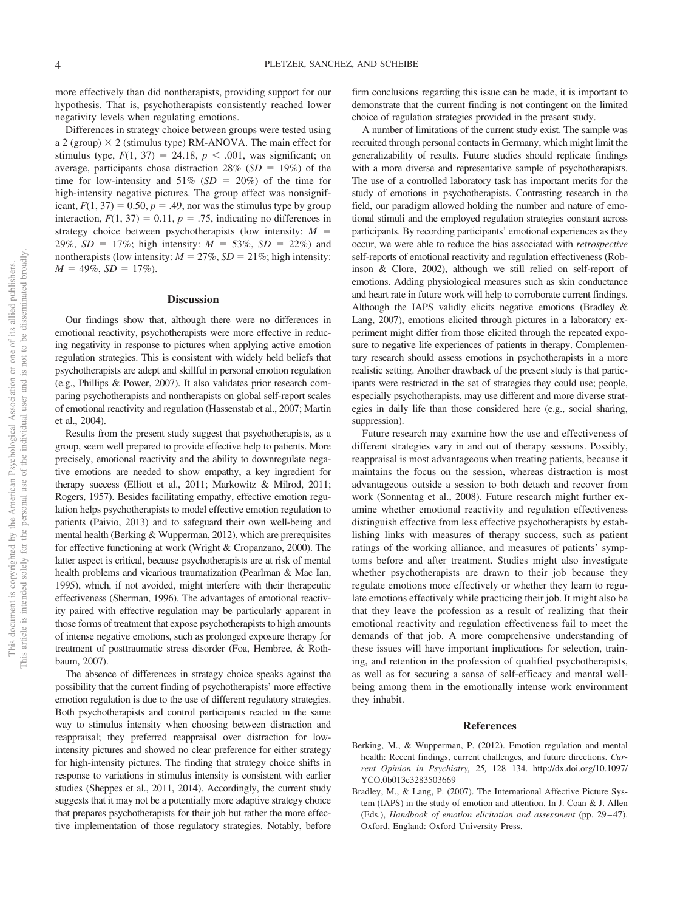more effectively than did nontherapists, providing support for our hypothesis. That is, psychotherapists consistently reached lower negativity levels when regulating emotions.

Differences in strategy choice between groups were tested using a 2 (group) × 2 (stimulus type) RM-ANOVA. The main effect for stimulus type, $F(1, 37) = 24.18$, $p < .001$, was significant; on average, participants chose distraction 28% ($SD = 19\%$) of the time for low-intensity and 51% ($SD = 20\%$) of the time for high-intensity negative pictures. The group effect was nonsignificant, $F(1, 37) = 0.50$, $p = .49$, nor was the stimulus type by group interaction, $F(1, 37) = 0.11$, $p = .75$, indicating no differences in strategy choice between psychotherapists (low intensity: $M = 29\%$, $SD = 17\%$; high intensity: $M = 53\%$, $SD = 22\%$) and nontherapists (low intensity: $M = 27\%$, $SD = 21\%$; high intensity: $M = 49\%$, $SD = 17\%$).

## Discussion

Our findings show that, although there were no differences in emotional reactivity, psychotherapists were more effective in reducing negativity in response to pictures when applying active emotion regulation strategies. This is consistent with widely held beliefs that psychotherapists are adept and skillful in personal emotion regulation (e.g., Phillips & Power, 2007). It also validates prior research comparing psychotherapists and nontherapists on global self-report scales of emotional reactivity and regulation (Hassenstab et al., 2007; Martin et al., 2004).

Results from the present study suggest that psychotherapists, as a group, seem well prepared to provide effective help to patients. More precisely, emotional reactivity and the ability to downregulate negative emotions are needed to show empathy, a key ingredient for therapy success (Elliott et al., 2011; Markowitz & Milrod, 2011; Rogers, 1957). Besides facilitating empathy, effective emotion regulation helps psychotherapists to model effective emotion regulation to patients (Paivio, 2013) and to safeguard their own well-being and mental health (Berking & Wupperman, 2012), which are prerequisites for effective functioning at work (Wright & Cropanzano, 2000). The latter aspect is critical, because psychotherapists are at risk of mental health problems and vicarious traumatization (Pearlman & Mac Ian, 1995), which, if not avoided, might interfere with their therapeutic effectiveness (Sherman, 1996). The advantages of emotional reactivity paired with effective regulation may be particularly apparent in those forms of treatment that expose psychotherapists to high amounts of intense negative emotions, such as prolonged exposure therapy for treatment of posttraumatic stress disorder (Foa, Hembree, & Rothbaum, 2007).

The absence of differences in strategy choice speaks against the possibility that the current finding of psychotherapists' more effective emotion regulation is due to the use of different regulatory strategies. Both psychotherapists and control participants reacted in the same way to stimulus intensity when choosing between distraction and reappraisal; they preferred reappraisal over distraction for low-intensity pictures and showed no clear preference for either strategy for high-intensity pictures. The finding that strategy choice shifts in response to variations in stimulus intensity is consistent with earlier studies (Sheppes et al., 2011, 2014). Accordingly, the current study suggests that it may not be a potentially more adaptive strategy choice that prepares psychotherapists for their job but rather the more effective implementation of those regulatory strategies. Notably, before firm conclusions regarding this issue can be made, it is important to demonstrate that the current finding is not contingent on the limited choice of regulation strategies provided in the present study.

A number of limitations of the current study exist. The sample was recruited through personal contacts in Germany, which might limit the generalizability of results. Future studies should replicate findings with a more diverse and representative sample of psychotherapists. The use of a controlled laboratory task has important merits for the study of emotions in psychotherapists. Contrasting research in the field, our paradigm allowed holding the number and nature of emotional stimuli and the employed regulation strategies constant across participants. By recording participants' emotional experiences as they occur, we were able to reduce the bias associated with *retrospective* self-reports of emotional reactivity and regulation effectiveness (Robinson & Clore, 2002), although we still relied on self-report of emotions. Adding physiological measures such as skin conductance and heart rate in future work will help to corroborate current findings. Although the IAPS validly elicits negative emotions (Bradley & Lang, 2007), emotions elicited through pictures in a laboratory experiment might differ from those elicited through the repeated exposure to negative life experiences of patients in therapy. Complementary research should assess emotions in psychotherapists in a more realistic setting. Another drawback of the present study is that participants were restricted in the set of strategies they could use; people, especially psychotherapists, may use different and more diverse strategies in daily life than those considered here (e.g., social sharing, suppression).

Future research may examine how the use and effectiveness of different strategies vary in and out of therapy sessions. Possibly, reappraisal is most advantageous when treating patients, because it maintains the focus on the session, whereas distraction is most advantageous outside a session to both detach and recover from work (Sonnentag et al., 2008). Future research might further examine whether emotional reactivity and regulation effectiveness distinguish effective from less effective psychotherapists by establishing links with measures of therapy success, such as patient ratings of the working alliance, and measures of patients' symptoms before and after treatment. Studies might also investigate whether psychotherapists are drawn to their job because they regulate emotions more effectively or whether they learn to regulate emotions effectively while practicing their job. It might also be that they leave the profession as a result of realizing that their emotional reactivity and regulation effectiveness fail to meet the demands of that job. A more comprehensive understanding of these issues will have important implications for selection, training, and retention in the profession of qualified psychotherapists, as well as for securing a sense of self-efficacy and mental well-being among them in the emotionally intense work environment they inhabit.

## References

Berking, M., & Wupperman, P. (2012). Emotion regulation and mental health: Recent findings, current challenges, and future directions. *Current Opinion in Psychiatry, 25,* 128–134. http://dx.doi.org/10.1097/YCO.0b013e3283503669

Bradley, M., & Lang, P. (2007). The International Affective Picture System (IAPS) in the study of emotion and attention. In J. Coan & J. Allen (Eds.), *Handbook of emotion elicitation and assessment* (pp. 29–47). Oxford, England: Oxford University Press.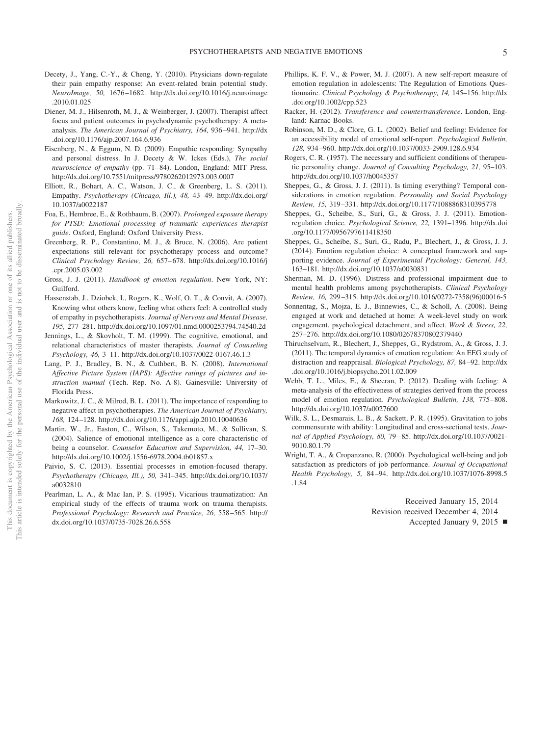Decety, J., Yang, C.-Y., & Cheng, Y. (2010). Physicians down-regulate their pain empathy response: An event-related brain potential study. *NeuroImage, 50,* 1676–1682. http://dx.doi.org/10.1016/j.neuroimage.2010.01.025

Diener, M. J., Hilsenroth, M. J., & Weinberger, J. (2007). Therapist affect focus and patient outcomes in psychodynamic psychotherapy: A meta-analysis. *The American Journal of Psychiatry, 164,* 936–941. http://dx.doi.org/10.1176/ajp.2007.164.6.936

Eisenberg, N., & Eggum, N. D. (2009). Empathic responding: Sympathy and personal distress. In J. Decety & W. Ickes (Eds.), *The social neuroscience of empathy* (pp. 71–84). London, England: MIT Press. http://dx.doi.org/10.7551/mitpress/9780262012973.003.0007

Elliott, R., Bohart, A. C., Watson, J. C., & Greenberg, L. S. (2011). Empathy. *Psychotherapy (Chicago, Ill.), 48,* 43–49. http://dx.doi.org/10.1037/a0022187

Foa, E., Hembree, E., & Rothbaum, B. (2007). *Prolonged exposure therapy for PTSD: Emotional processing of traumatic experiences therapist guide*. Oxford, England: Oxford University Press.

Greenberg, R. P., Constantino, M. J., & Bruce, N. (2006). Are patient expectations still relevant for psychotherapy process and outcome? *Clinical Psychology Review, 26,* 657–678. http://dx.doi.org/10.1016/j.cpr.2005.03.002

Gross, J. J. (2011). *Handbook of emotion regulation*. New York, NY: Guilford.

Hassenstab, J., Dziobek, I., Rogers, K., Wolf, O. T., & Convit, A. (2007). Knowing what others know, feeling what others feel: A controlled study of empathy in psychotherapists. *Journal of Nervous and Mental Disease, 195,* 277–281. http://dx.doi.org/10.1097/01.nmd.0000253794.74540.2d

Jennings, L., & Skovholt, T. M. (1999). The cognitive, emotional, and relational characteristics of master therapists. *Journal of Counseling Psychology, 46,* 3–11. http://dx.doi.org/10.1037/0022-0167.46.1.3

Lang, P. J., Bradley, B. N., & Cuthbert, B. N. (2008). *International Affective Picture System (IAPS): Affective ratings of pictures and instruction manual* (Tech. Rep. No. A-8). Gainesville: University of Florida Press.

Markowitz, J. C., & Milrod, B. L. (2011). The importance of responding to negative affect in psychotherapies. *The American Journal of Psychiatry, 168,* 124–128. http://dx.doi.org/10.1176/appi.ajp.2010.10040636

Martin, W., Jr., Easton, C., Wilson, S., Takemoto, M., & Sullivan, S. (2004). Salience of emotional intelligence as a core characteristic of being a counselor. *Counselor Education and Supervision, 44,* 17–30. http://dx.doi.org/10.1002/j.1556-6978.2004.tb01857.x

Paivio, S. C. (2013). Essential processes in emotion-focused therapy. *Psychotherapy (Chicago, Ill.), 50,* 341–345. http://dx.doi.org/10.1037/a0032810

Pearlman, L. A., & Mac Ian, P. S. (1995). Vicarious traumatization: An empirical study of the effects of trauma work on trauma therapists. *Professional Psychology: Research and Practice, 26,* 558–565. http://dx.doi.org/10.1037/0735-7028.26.6.558

Phillips, K. F. V., & Power, M. J. (2007). A new self-report measure of emotion regulation in adolescents: The Regulation of Emotions Questionnaire. *Clinical Psychology & Psychotherapy, 14,* 145–156. http://dx.doi.org/10.1002/cpp.523

Racker, H. (2012). *Transference and countertransference*. London, England: Karnac Books.

Robinson, M. D., & Clore, G. L. (2002). Belief and feeling: Evidence for an accessibility model of emotional self-report. *Psychological Bulletin, 128,* 934–960. http://dx.doi.org/10.1037/0033-2909.128.6.934

Rogers, C. R. (1957). The necessary and sufficient conditions of therapeutic personality change. *Journal of Consulting Psychology, 21,* 95–103. http://dx.doi.org/10.1037/h0045357

Sheppes, G., & Gross, J. J. (2011). Is timing everything? Temporal considerations in emotion regulation. *Personality and Social Psychology Review, 15,* 319–331. http://dx.doi.org/10.1177/1088868310395778

Sheppes, G., Scheibe, S., Suri, G., & Gross, J. J. (2011). Emotion-regulation choice. *Psychological Science, 22,* 1391–1396. http://dx.doi.org/10.1177/0956797611418350

Sheppes, G., Scheibe, S., Suri, G., Radu, P., Blechert, J., & Gross, J. J. (2014). Emotion regulation choice: A conceptual framework and supporting evidence. *Journal of Experimental Psychology: General, 143,* 163–181. http://dx.doi.org/10.1037/a0030831

Sherman, M. D. (1996). Distress and professional impairment due to mental health problems among psychotherapists. *Clinical Psychology Review, 16,* 299–315. http://dx.doi.org/10.1016/0272-7358(96)00016-5

Sonnentag, S., Mojza, E. J., Binnewies, C., & Scholl, A. (2008). Being engaged at work and detached at home: A week-level study on work engagement, psychological detachment, and affect. *Work & Stress, 22,* 257–276. http://dx.doi.org/10.1080/02678370802379440

Thiruchselvam, R., Blechert, J., Sheppes, G., Rydstrom, A., & Gross, J. J. (2011). The temporal dynamics of emotion regulation: An EEG study of distraction and reappraisal. *Biological Psychology, 87,* 84–92. http://dx.doi.org/10.1016/j.biopsycho.2011.02.009

Webb, T. L., Miles, E., & Sheeran, P. (2012). Dealing with feeling: A meta-analysis of the effectiveness of strategies derived from the process model of emotion regulation. *Psychological Bulletin, 138,* 775–808. http://dx.doi.org/10.1037/a0027600

Wilk, S. L., Desmarais, L. B., & Sackett, P. R. (1995). Gravitation to jobs commensurate with ability: Longitudinal and cross-sectional tests. *Journal of Applied Psychology, 80,* 79–85. http://dx.doi.org/10.1037/0021-9010.80.1.79

Wright, T. A., & Cropanzano, R. (2000). Psychological well-being and job satisfaction as predictors of job performance. *Journal of Occupational Health Psychology, 5,* 84–94. http://dx.doi.org/10.1037/1076-8998.5.1.84

Received January 15, 2014
Revision received December 4, 2014
Accepted January 9, 2015 ■